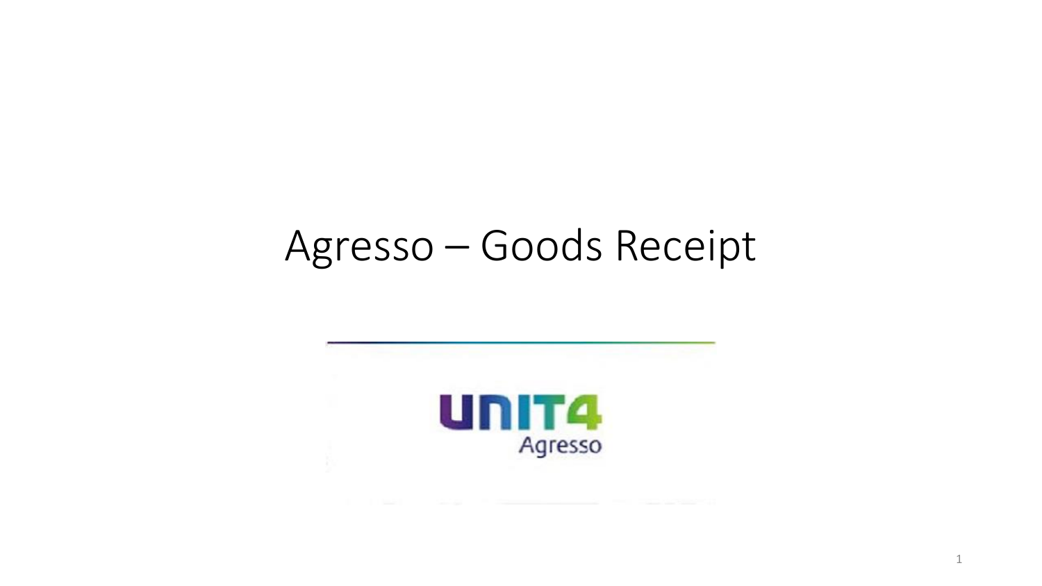# Agresso – Goods Receipt

UNIT4

Agresso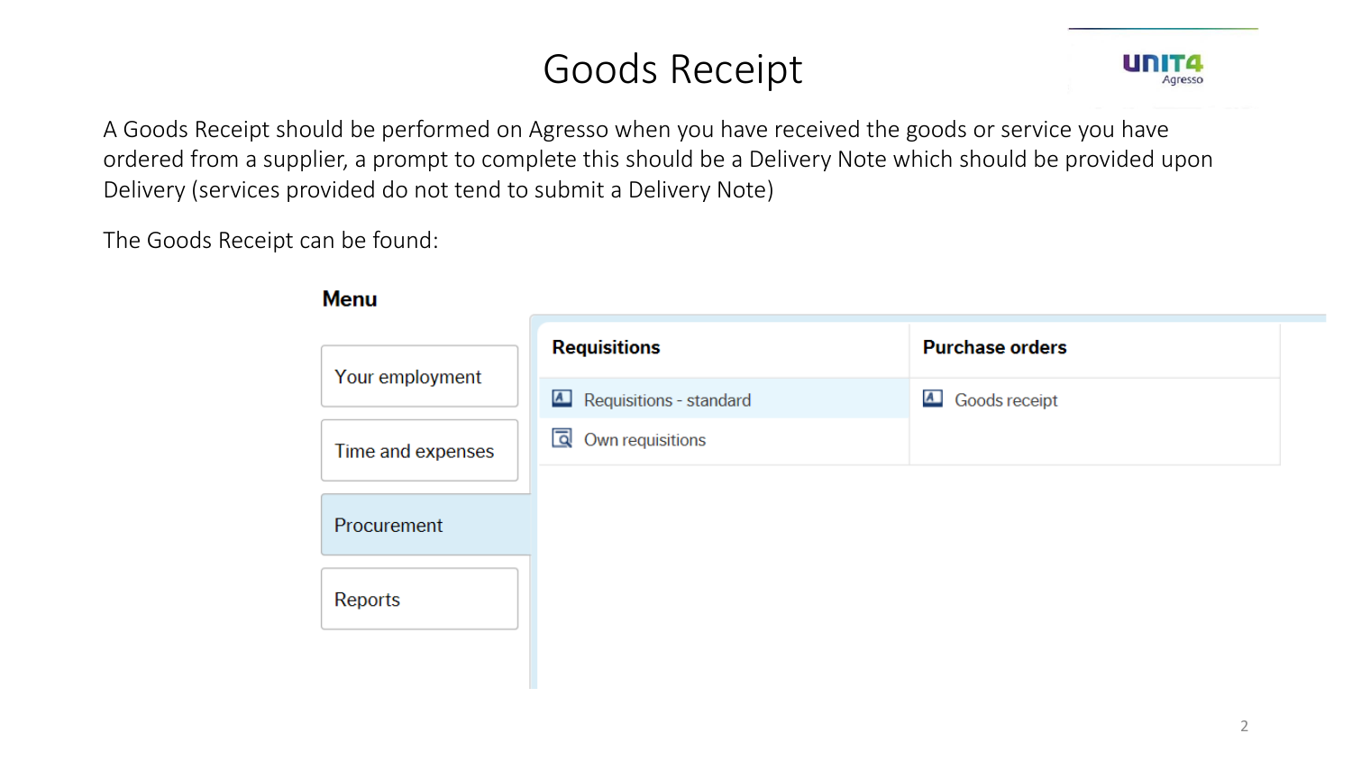# Goods Receipt

A Goods Receipt should be performed on Agresso when you have received the goods or service you have ordered from a supplier, a prompt to complete this should be a Delivery Note which should be provided upon Delivery (services provided do not tend to submit a Delivery Note)

The Goods Receipt can be found:

**Menu**

- Your employment
- Time and expenses
- Procurement
- Reports

| Requisitions | Purchase orders |
|---|---|
| Requisitions - standard | Goods receipt |
| Own requisitions | |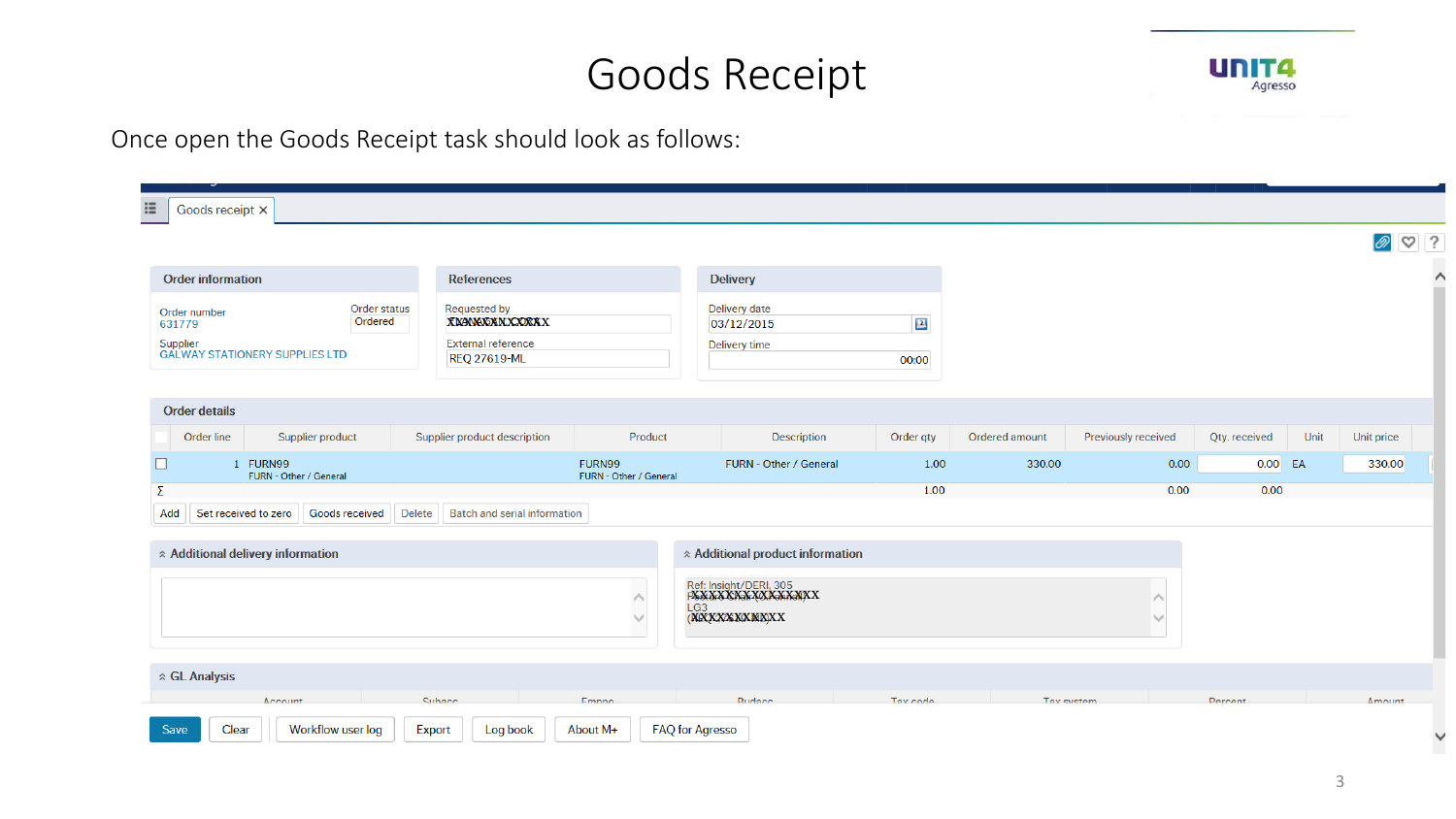# Goods Receipt

Once open the Goods Receipt task should look as follows:

Goods receipt ×

**Order information**

Order number: 631779
Order status: Ordered
Supplier: GALWAY STATIONERY SUPPLIES LTD

**References**

Requested by: XXXXXXXXXXXXX
External reference: REQ 27619-ML

**Delivery**

Delivery date: 03/12/2015
Delivery time: 00:00

**Order details**

| Order line | Supplier product | Supplier product description | Product | Description | Order qty | Ordered amount | Previously received | Qty. received | Unit | Unit price |
|---|---|---|---|---|---|---|---|---|---|---|
| 1 | FURN99 FURN - Other / General | | FURN99 FURN - Other / General | FURN - Other / General | 1.00 | 330.00 | 0.00 | 0.00 | EA | 330.00 |
| Σ | | | | | 1.00 | | 0.00 | 0.00 | | |

Add | Set received to zero | Goods received | Delete | Batch and serial information

**Additional delivery information**

**Additional product information**

Ref: Insight/DERI, 305
XXXXXXXXXXXXXXX
LG3
XXXXXXXXXX

**GL Analysis**

Account | Subacc | Emppo | Budacc | Tax code | Tax system | Percent | Amount

Save | Clear | Workflow user log | Export | Log book | About M+ | FAQ for Agresso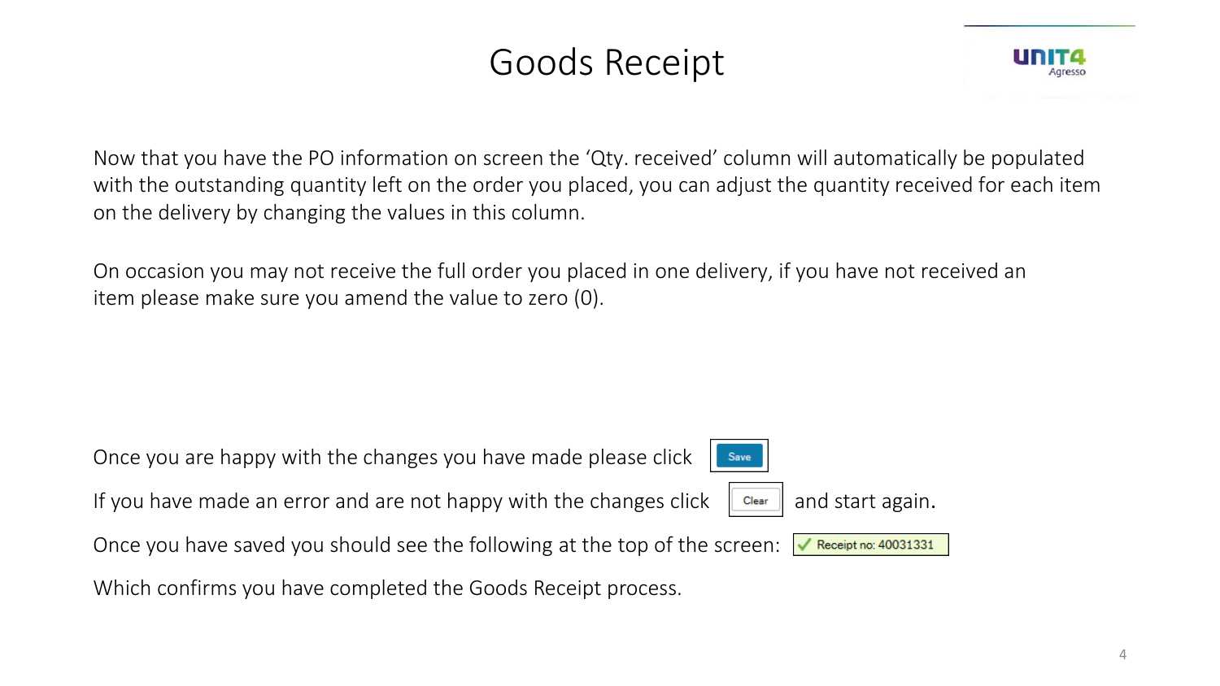# Goods Receipt

Now that you have the PO information on screen the 'Qty. received' column will automatically be populated with the outstanding quantity left on the order you placed, you can adjust the quantity received for each item on the delivery by changing the values in this column.

On occasion you may not receive the full order you placed in one delivery, if you have not received an item please make sure you amend the value to zero (0).

Once you are happy with the changes you have made please click Save

If you have made an error and are not happy with the changes click Clear and start again.

Once you have saved you should see the following at the top of the screen: ✓ Receipt no: 40031331

Which confirms you have completed the Goods Receipt process.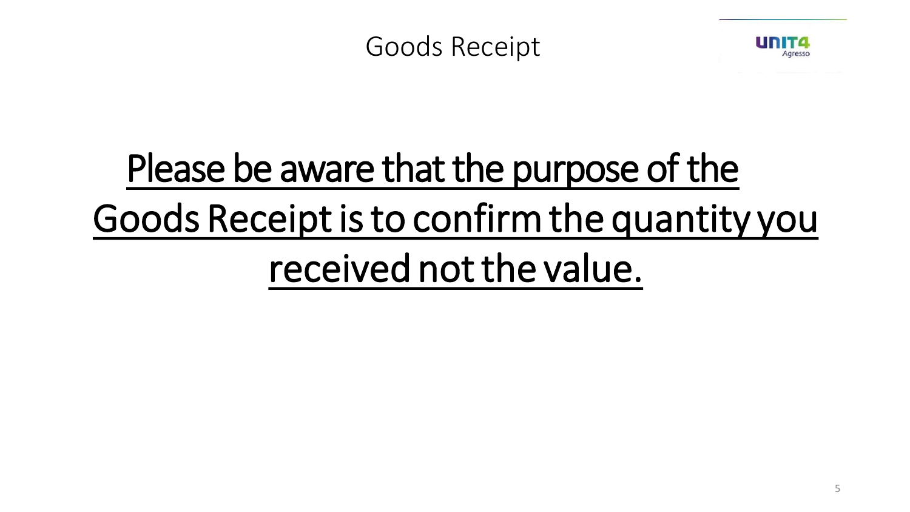# Goods Receipt

Please be aware that the purpose of the Goods Receipt is to confirm the quantity you received not the value.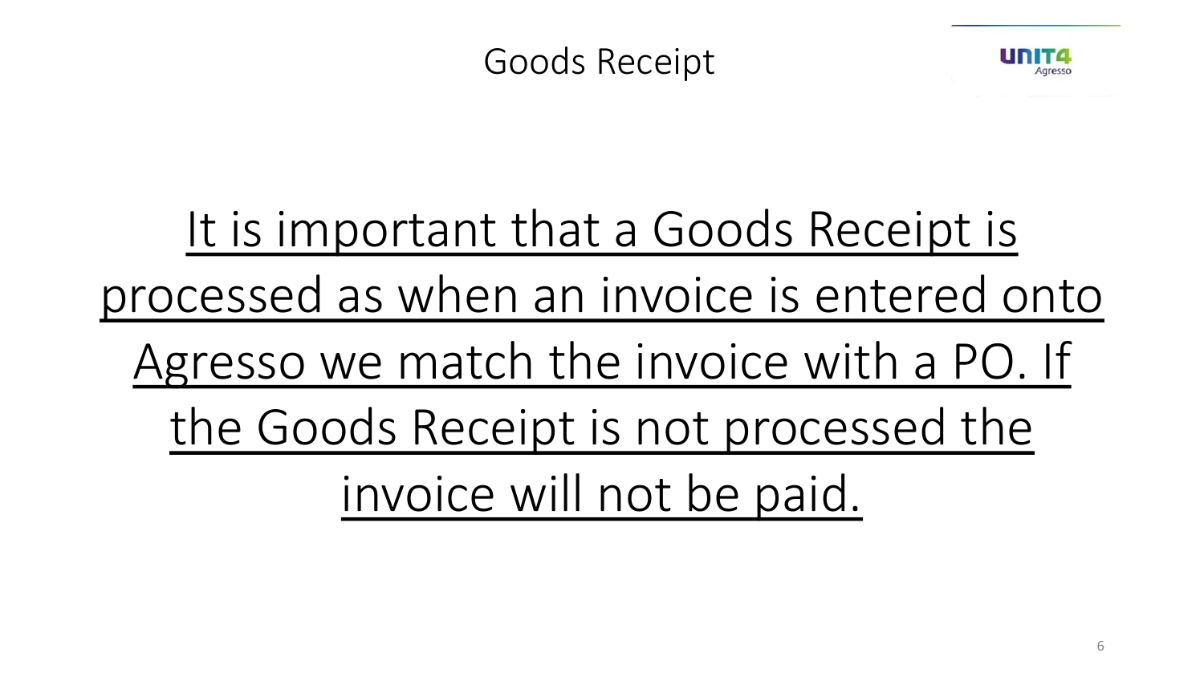# Goods Receipt

It is important that a Goods Receipt is processed as when an invoice is entered onto Agresso we match the invoice with a PO. If the Goods Receipt is not processed the invoice will not be paid.